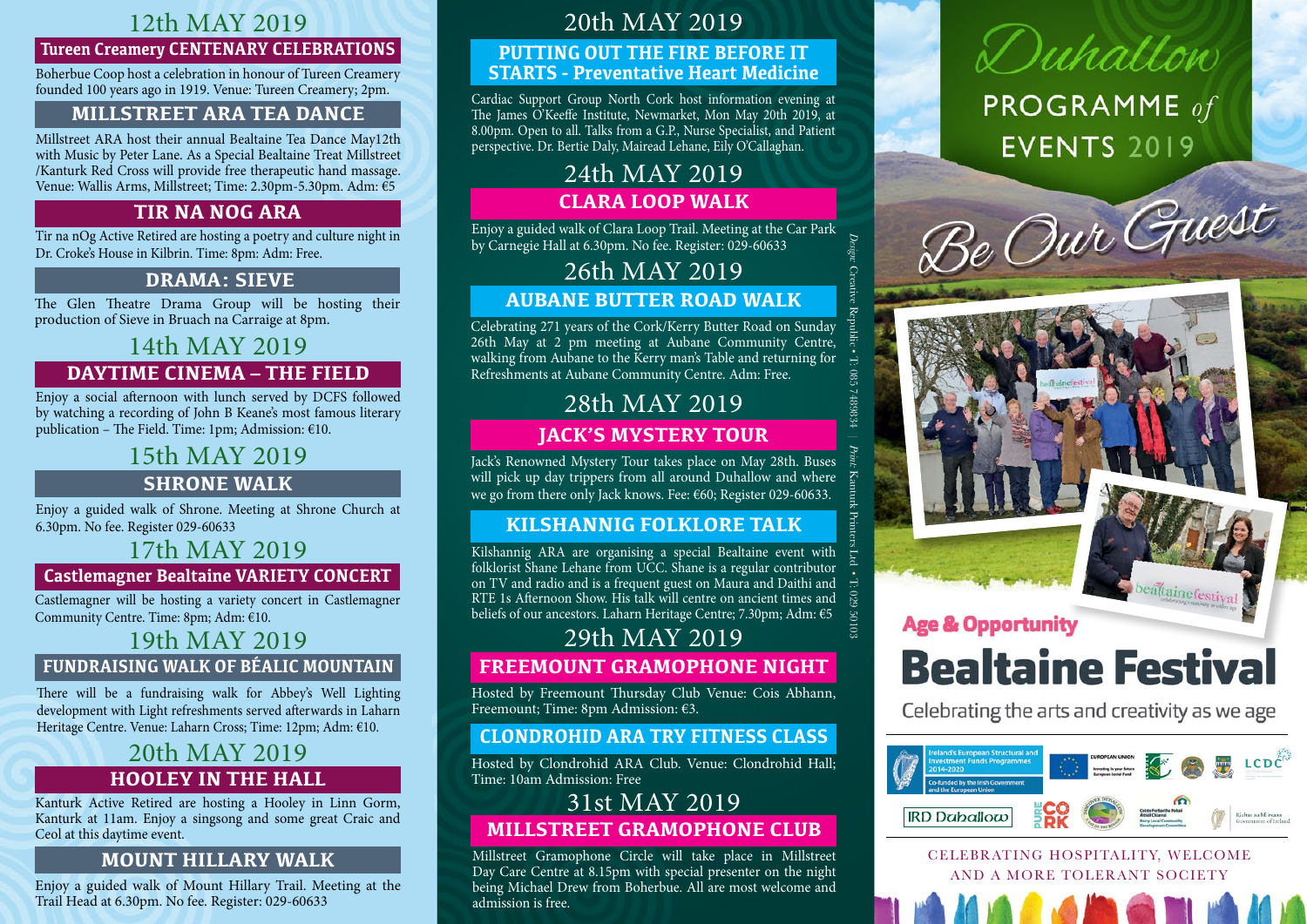## 12th MAY 2019

### Tureen Creamery CENTENARY CELEBRATIONS

Boherbue Coop host a celebration in honour of Tureen Creamery founded 100 years ago in 1919. Venue: Tureen Creamery; 2pm.

### MILLSTREET ARA TEA DANCE

Millstreet ARA host their annual Bealtaine Tea Dance May12th with Music by Peter Lane. As a Special Bealtaine Treat Millstreet /Kanturk Red Cross will provide free therapeutic hand massage. Venue: Wallis Arms, Millstreet; Time: 2.30pm-5.30pm. Adm: €5

### TIR NA NOG ARA

Tir na nOg Active Retired are hosting a poetry and culture night in Dr. Croke's House in Kilbrin. Time: 8pm: Adm: Free.

### DRAMA: SIEVE

The Glen Theatre Drama Group will be hosting their production of Sieve in Bruach na Carraige at 8pm.

## 14th MAY 2019

### DAYTIME CINEMA – THE FIELD

Enjoy a social afternoon with lunch served by DCFS followed by watching a recording of John B Keane's most famous literary publication – The Field. Time: 1pm; Admission: €10.

## 15th MAY 2019

### SHRONE WALK

Enjoy a guided walk of Shrone. Meeting at Shrone Church at 6.30pm. No fee. Register 029-60633

## 17th MAY 2019

### Castlemagner Bealtaine VARIETY CONCERT

Castlemagner will be hosting a variety concert in Castlemagner Community Centre. Time: 8pm; Adm: €10.

## 19th MAY 2019

### FUNDRAISING WALK OF BÉALIC MOUNTAIN

There will be a fundraising walk for Abbey's Well Lighting development with Light refreshments served afterwards in Laharn Heritage Centre. Venue: Laharn Cross; Time: 12pm; Adm: €10.

## 20th MAY 2019

### HOOLEY IN THE HALL

Kanturk Active Retired are hosting a Hooley in Linn Gorm, Kanturk at 11am. Enjoy a singsong and some great Craic and Ceol at this daytime event.

### MOUNT HILLARY WALK

Enjoy a guided walk of Mount Hillary Trail. Meeting at the Trail Head at 6.30pm. No fee. Register: 029-60633

## 20th MAY 2019

### PUTTING OUT THE FIRE BEFORE IT STARTS - Preventative Heart Medicine

Cardiac Support Group North Cork host information evening at The James O'Keeffe Institute, Newmarket, Mon May 20th 2019, at 8.00pm. Open to all. Talks from a G.P., Nurse Specialist, and Patient perspective. Dr. Bertie Daly, Mairead Lehane, Eily O'Callaghan.

## 24th MAY 2019

### CLARA LOOP WALK

Enjoy a guided walk of Clara Loop Trail. Meeting at the Car Park by Carnegie Hall at 6.30pm. No fee. Register: 029-60633

## 26th MAY 2019

### AUBANE BUTTER ROAD WALK

Celebrating 271 years of the Cork/Kerry Butter Road on Sunday 26th May at 2 pm meeting at Aubane Community Centre, walking from Aubane to the Kerry man's Table and returning for Refreshments at Aubane Community Centre. Adm: Free.

## 28th MAY 2019

### JACK'S MYSTERY TOUR

Jack's Renowned Mystery Tour takes place on May 28th. Buses will pick up day trippers from all around Duhallow and where we go from there only Jack knows. Fee: €60; Register 029-60633.

### KILSHANNIG FOLKLORE TALK

Kilshannig ARA are organising a special Bealtaine event with folklorist Shane Lehane from UCC. Shane is a regular contributor on TV and radio and is a frequent guest on Maura and Daithi and RTE 1s Afternoon Show. His talk will centre on ancient times and beliefs of our ancestors. Laharn Heritage Centre; 7.30pm; Adm: €5

## 29th MAY 2019

### FREEMOUNT GRAMOPHONE NIGHT

Hosted by Freemount Thursday Club Venue: Cois Abhann, Freemount; Time: 8pm Admission: €3.

### CLONDROHID ARA TRY FITNESS CLASS

Hosted by Clondrohid ARA Club. Venue: Clondrohid Hall; Time: 10am Admission: Free

## 31st MAY 2019

### MILLSTREET GRAMOPHONE CLUB

Millstreet Gramophone Circle will take place in Millstreet Day Care Centre at 8.15pm with special presenter on the night being Michael Drew from Boherbue. All are most welcome and admission is free.

*Design: Creative Republic • T: 085 7493634 | Print: Kanturk Printers Ltd • T: 029 50103*

# Duhallow PROGRAMME of EVENTS 2019

## Be Our Guest

## Age & Opportunity

# Bealtaine Festival

Celebrating the arts and creativity as we age

Ireland's European Structural and Investment Funds Programmes 2014-2020 · Co-funded by the Irish Government and the European Union · European Union · IRD Duhallow · Pure Cork · LCDC · Rialtas na hÉireann Government of Ireland

CELEBRATING HOSPITALITY, WELCOME AND A MORE TOLERANT SOCIETY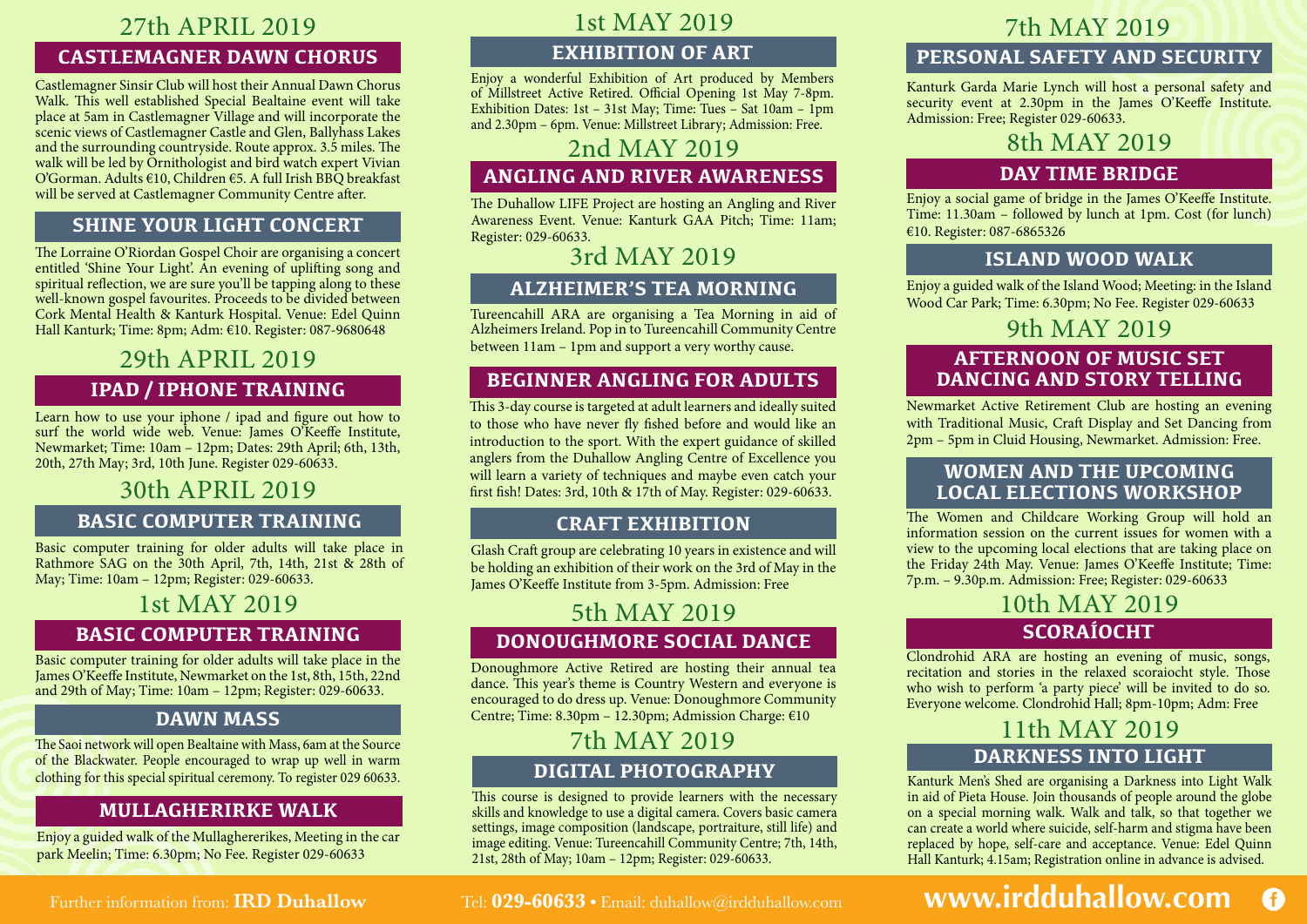## 27th APRIL 2019

### CASTLEMAGNER DAWN CHORUS

Castlemagner Sinsir Club will host their Annual Dawn Chorus Walk. This well established Special Bealtaine event will take place at 5am in Castlemagner Village and will incorporate the scenic views of Castlemagner Castle and Glen, Ballyhass Lakes and the surrounding countryside. Route approx. 3.5 miles. The walk will be led by Ornithologist and bird watch expert Vivian O'Gorman. Adults €10, Children €5. A full Irish BBQ breakfast will be served at Castlemagner Community Centre after.

### SHINE YOUR LIGHT CONCERT

The Lorraine O'Riordan Gospel Choir are organising a concert entitled 'Shine Your Light'. An evening of uplifting song and spiritual reflection, we are sure you'll be tapping along to these well-known gospel favourites. Proceeds to be divided between Cork Mental Health & Kanturk Hospital. Venue: Edel Quinn Hall Kanturk; Time: 8pm; Adm: €10. Register: 087-9680648

## 29th APRIL 2019

### IPAD / IPHONE TRAINING

Learn how to use your iphone / ipad and figure out how to surf the world wide web. Venue: James O'Keeffe Institute, Newmarket; Time: 10am – 12pm; Dates: 29th April; 6th, 13th, 20th, 27th May; 3rd, 10th June. Register 029-60633.

## 30th APRIL 2019

### BASIC COMPUTER TRAINING

Basic computer training for older adults will take place in Rathmore SAG on the 30th April, 7th, 14th, 21st & 28th of May; Time: 10am – 12pm; Register: 029-60633.

## 1st MAY 2019

### BASIC COMPUTER TRAINING

Basic computer training for older adults will take place in the James O'Keeffe Institute, Newmarket on the 1st, 8th, 15th, 22nd and 29th of May; Time: 10am – 12pm; Register: 029-60633.

### DAWN MASS

The Saoi network will open Bealtaine with Mass, 6am at the Source of the Blackwater. People encouraged to wrap up well in warm clothing for this special spiritual ceremony. To register 029 60633.

### MULLAGHERIRKE WALK

Enjoy a guided walk of the Mullaghererikes, Meeting in the car park Meelin; Time: 6.30pm; No Fee. Register 029-60633

## 1st MAY 2019

### EXHIBITION OF ART

Enjoy a wonderful Exhibition of Art produced by Members of Millstreet Active Retired. Official Opening 1st May 7-8pm. Exhibition Dates: 1st – 31st May; Time: Tues – Sat 10am – 1pm and 2.30pm – 6pm. Venue: Millstreet Library; Admission: Free.

## 2nd MAY 2019

### ANGLING AND RIVER AWARENESS

The Duhallow LIFE Project are hosting an Angling and River Awareness Event. Venue: Kanturk GAA Pitch; Time: 11am; Register: 029-60633.

## 3rd MAY 2019

### ALZHEIMER'S TEA MORNING

Tureencahill ARA are organising a Tea Morning in aid of Alzheimers Ireland. Pop in to Tureencahill Community Centre between 11am – 1pm and support a very worthy cause.

### BEGINNER ANGLING FOR ADULTS

This 3-day course is targeted at adult learners and ideally suited to those who have never fly fished before and would like an introduction to the sport. With the expert guidance of skilled anglers from the Duhallow Angling Centre of Excellence you will learn a variety of techniques and maybe even catch your first fish! Dates: 3rd, 10th & 17th of May. Register: 029-60633.

### CRAFT EXHIBITION

Glash Craft group are celebrating 10 years in existence and will be holding an exhibition of their work on the 3rd of May in the James O'Keeffe Institute from 3-5pm. Admission: Free

## 5th MAY 2019

### DONOUGHMORE SOCIAL DANCE

Donoughmore Active Retired are hosting their annual tea dance. This year's theme is Country Western and everyone is encouraged to do dress up. Venue: Donoughmore Community Centre; Time: 8.30pm – 12.30pm; Admission Charge: €10

## 7th MAY 2019

### DIGITAL PHOTOGRAPHY

This course is designed to provide learners with the necessary skills and knowledge to use a digital camera. Covers basic camera settings, image composition (landscape, portraiture, still life) and image editing. Venue: Tureencahill Community Centre; 7th, 14th, 21st, 28th of May; 10am – 12pm; Register: 029-60633.

## 7th MAY 2019

### PERSONAL SAFETY AND SECURITY

Kanturk Garda Marie Lynch will host a personal safety and security event at 2.30pm in the James O'Keeffe Institute. Admission: Free; Register 029-60633.

## 8th MAY 2019

### DAY TIME BRIDGE

Enjoy a social game of bridge in the James O'Keeffe Institute. Time: 11.30am – followed by lunch at 1pm. Cost (for lunch) €10. Register: 087-6865326

### ISLAND WOOD WALK

Enjoy a guided walk of the Island Wood; Meeting: in the Island Wood Car Park; Time: 6.30pm; No Fee. Register 029-60633

## 9th MAY 2019

### AFTERNOON OF MUSIC SET DANCING AND STORY TELLING

Newmarket Active Retirement Club are hosting an evening with Traditional Music, Craft Display and Set Dancing from 2pm – 5pm in Cluid Housing, Newmarket. Admission: Free.

### WOMEN AND THE UPCOMING LOCAL ELECTIONS WORKSHOP

The Women and Childcare Working Group will hold an information session on the current issues for women with a view to the upcoming local elections that are taking place on the Friday 24th May. Venue: James O'Keeffe Institute; Time: 7p.m. – 9.30p.m. Admission: Free; Register: 029-60633

## 10th MAY 2019

### SCORAÍOCHT

Clondrohid ARA are hosting an evening of music, songs, recitation and stories in the relaxed scoraiocht style. Those who wish to perform 'a party piece' will be invited to do so. Everyone welcome. Clondrohid Hall; 8pm-10pm; Adm: Free

## 11th MAY 2019

### DARKNESS INTO LIGHT

Kanturk Men's Shed are organising a Darkness into Light Walk in aid of Pieta House. Join thousands of people around the globe on a special morning walk. Walk and talk, so that together we can create a world where suicide, self-harm and stigma have been replaced by hope, self-care and acceptance. Venue: Edel Quinn Hall Kanturk; 4.15am; Registration online in advance is advised.

Further information from: **IRD Duhallow** Tel: **029-60633** • Email: duhallow@irdduhallow.com **www.irdduhallow.com**